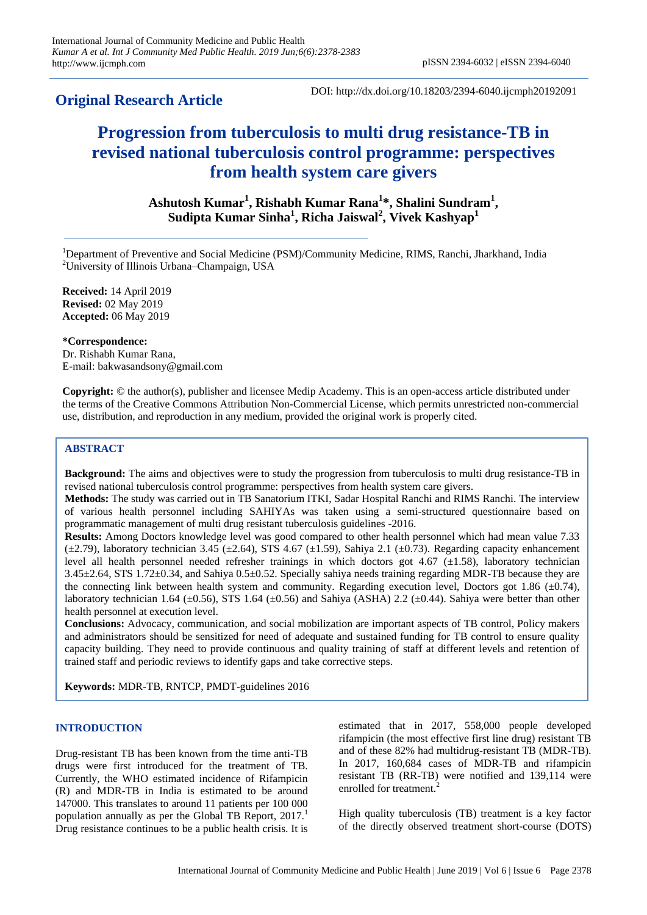## Original Research Article

DOI: http://dx.doi.org/10.18203/2394-6040.ijcmph20192091

# Progression from tuberculosis to multi drug resistance-TB in revised national tuberculosis control programme: perspectives from health system care givers

**Ashutosh Kumar[1], Rishabh Kumar Rana[1]\*, Shalini Sundram[1], Sudipta Kumar Sinha[1], Richa Jaiswal[2], Vivek Kashyap[1]**

[1]Department of Preventive and Social Medicine (PSM)/Community Medicine, RIMS, Ranchi, Jharkhand, India
[2]University of Illinois Urbana–Champaign, USA

**Received:** 14 April 2019
**Revised:** 02 May 2019
**Accepted:** 06 May 2019

**\*Correspondence:**
Dr. Rishabh Kumar Rana,
E-mail: bakwasandsony@gmail.com

**Copyright:** © the author(s), publisher and licensee Medip Academy. This is an open-access article distributed under the terms of the Creative Commons Attribution Non-Commercial License, which permits unrestricted non-commercial use, distribution, and reproduction in any medium, provided the original work is properly cited.

## ABSTRACT

**Background:** The aims and objectives were to study the progression from tuberculosis to multi drug resistance-TB in revised national tuberculosis control programme: perspectives from health system care givers.

**Methods:** The study was carried out in TB Sanatorium ITKI, Sadar Hospital Ranchi and RIMS Ranchi. The interview of various health personnel including SAHIYAs was taken using a semi-structured questionnaire based on programmatic management of multi drug resistant tuberculosis guidelines -2016.

**Results:** Among Doctors knowledge level was good compared to other health personnel which had mean value 7.33 (±2.79), laboratory technician 3.45 (±2.64), STS 4.67 (±1.59), Sahiya 2.1 (±0.73). Regarding capacity enhancement level all health personnel needed refresher trainings in which doctors got 4.67 (±1.58), laboratory technician 3.45±2.64, STS 1.72±0.34, and Sahiya 0.5±0.52. Specially sahiya needs training regarding MDR-TB because they are the connecting link between health system and community. Regarding execution level, Doctors got 1.86 (±0.74), laboratory technician 1.64 (±0.56), STS 1.64 (±0.56) and Sahiya (ASHA) 2.2 (±0.44). Sahiya were better than other health personnel at execution level.

**Conclusions:** Advocacy, communication, and social mobilization are important aspects of TB control, Policy makers and administrators should be sensitized for need of adequate and sustained funding for TB control to ensure quality capacity building. They need to provide continuous and quality training of staff at different levels and retention of trained staff and periodic reviews to identify gaps and take corrective steps.

**Keywords:** MDR-TB, RNTCP, PMDT-guidelines 2016

## INTRODUCTION

Drug-resistant TB has been known from the time anti-TB drugs were first introduced for the treatment of TB. Currently, the WHO estimated incidence of Rifampicin (R) and MDR-TB in India is estimated to be around 147000. This translates to around 11 patients per 100 000 population annually as per the Global TB Report, 2017.[1] Drug resistance continues to be a public health crisis. It is estimated that in 2017, 558,000 people developed rifampicin (the most effective first line drug) resistant TB and of these 82% had multidrug-resistant TB (MDR-TB). In 2017, 160,684 cases of MDR-TB and rifampicin resistant TB (RR-TB) were notified and 139,114 were enrolled for treatment.[2]

High quality tuberculosis (TB) treatment is a key factor of the directly observed treatment short-course (DOTS)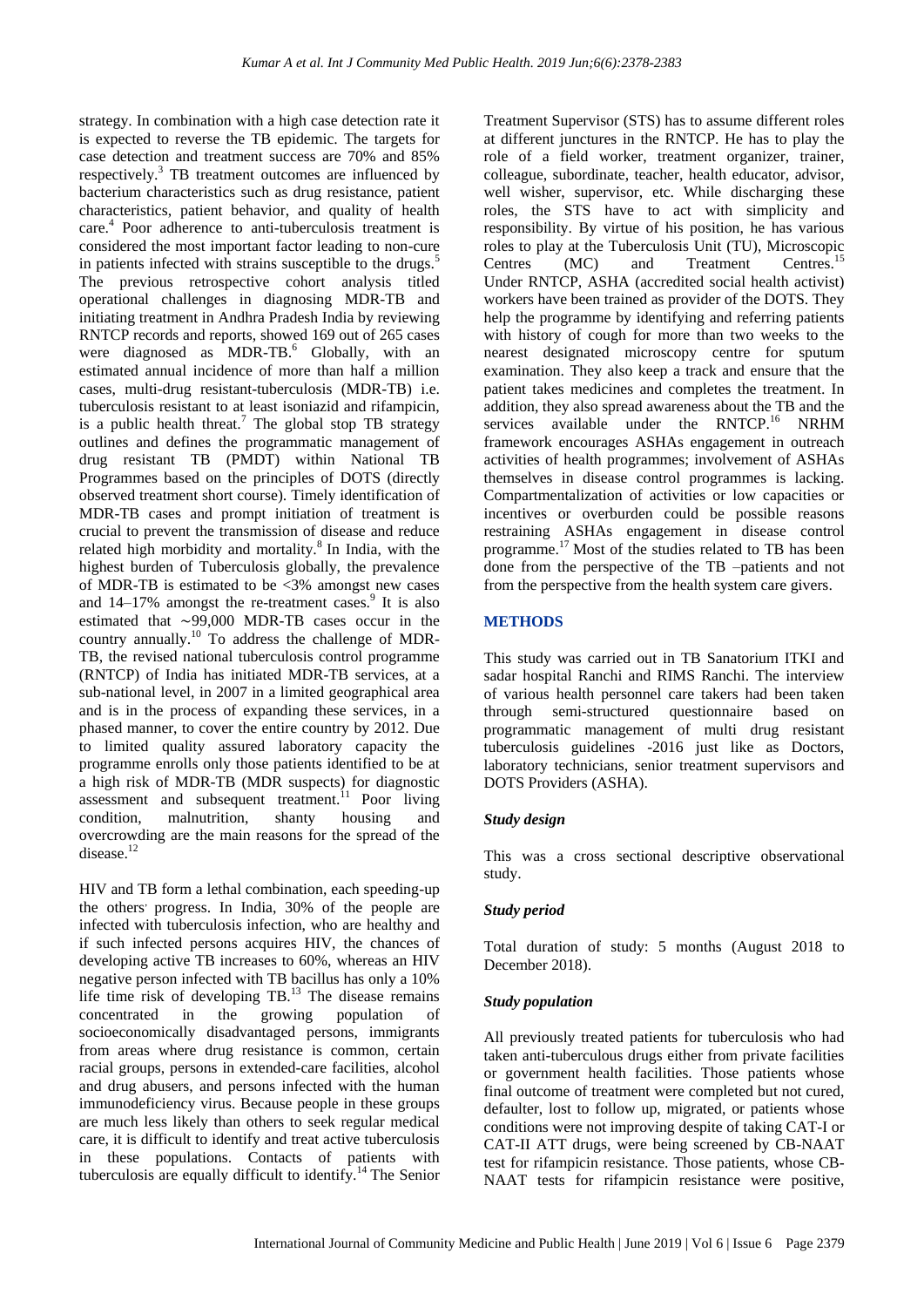strategy. In combination with a high case detection rate it is expected to reverse the TB epidemic. The targets for case detection and treatment success are 70% and 85% respectively.[3] TB treatment outcomes are influenced by bacterium characteristics such as drug resistance, patient characteristics, patient behavior, and quality of health care.[4] Poor adherence to anti-tuberculosis treatment is considered the most important factor leading to non-cure in patients infected with strains susceptible to the drugs.[5] The previous retrospective cohort analysis titled operational challenges in diagnosing MDR-TB and initiating treatment in Andhra Pradesh India by reviewing RNTCP records and reports, showed 169 out of 265 cases were diagnosed as MDR-TB.[6] Globally, with an estimated annual incidence of more than half a million cases, multi-drug resistant-tuberculosis (MDR-TB) i.e. tuberculosis resistant to at least isoniazid and rifampicin, is a public health threat.[7] The global stop TB strategy outlines and defines the programmatic management of drug resistant TB (PMDT) within National TB Programmes based on the principles of DOTS (directly observed treatment short course). Timely identification of MDR-TB cases and prompt initiation of treatment is crucial to prevent the transmission of disease and reduce related high morbidity and mortality.[8] In India, with the highest burden of Tuberculosis globally, the prevalence of MDR-TB is estimated to be <3% amongst new cases and 14–17% amongst the re-treatment cases.[9] It is also estimated that ∼99,000 MDR-TB cases occur in the country annually.[10] To address the challenge of MDR-TB, the revised national tuberculosis control programme (RNTCP) of India has initiated MDR-TB services, at a sub-national level, in 2007 in a limited geographical area and is in the process of expanding these services, in a phased manner, to cover the entire country by 2012. Due to limited quality assured laboratory capacity the programme enrolls only those patients identified to be at a high risk of MDR-TB (MDR suspects) for diagnostic assessment and subsequent treatment.[11] Poor living condition, malnutrition, shanty housing and overcrowding are the main reasons for the spread of the disease.[12]

HIV and TB form a lethal combination, each speeding-up the others' progress. In India, 30% of the people are infected with tuberculosis infection, who are healthy and if such infected persons acquires HIV, the chances of developing active TB increases to 60%, whereas an HIV negative person infected with TB bacillus has only a 10% life time risk of developing TB.[13] The disease remains concentrated in the growing population of socioeconomically disadvantaged persons, immigrants from areas where drug resistance is common, certain racial groups, persons in extended-care facilities, alcohol and drug abusers, and persons infected with the human immunodeficiency virus. Because people in these groups are much less likely than others to seek regular medical care, it is difficult to identify and treat active tuberculosis in these populations. Contacts of patients with tuberculosis are equally difficult to identify.[14] The Senior Treatment Supervisor (STS) has to assume different roles at different junctures in the RNTCP. He has to play the role of a field worker, treatment organizer, trainer, colleague, subordinate, teacher, health educator, advisor, well wisher, supervisor, etc. While discharging these roles, the STS have to act with simplicity and responsibility. By virtue of his position, he has various roles to play at the Tuberculosis Unit (TU), Microscopic Centres (MC) and Treatment Centres.[15] Under RNTCP, ASHA (accredited social health activist) workers have been trained as provider of the DOTS. They help the programme by identifying and referring patients with history of cough for more than two weeks to the nearest designated microscopy centre for sputum examination. They also keep a track and ensure that the patient takes medicines and completes the treatment. In addition, they also spread awareness about the TB and the services available under the RNTCP.[16] NRHM framework encourages ASHAs engagement in outreach activities of health programmes; involvement of ASHAs themselves in disease control programmes is lacking. Compartmentalization of activities or low capacities or incentives or overburden could be possible reasons restraining ASHAs engagement in disease control programme.[17] Most of the studies related to TB has been done from the perspective of the TB –patients and not from the perspective from the health system care givers.

## METHODS

This study was carried out in TB Sanatorium ITKI and sadar hospital Ranchi and RIMS Ranchi. The interview of various health personnel care takers had been taken through semi-structured questionnaire based on programmatic management of multi drug resistant tuberculosis guidelines -2016 just like as Doctors, laboratory technicians, senior treatment supervisors and DOTS Providers (ASHA).

### *Study design*

This was a cross sectional descriptive observational study.

### *Study period*

Total duration of study: 5 months (August 2018 to December 2018).

### *Study population*

All previously treated patients for tuberculosis who had taken anti-tuberculous drugs either from private facilities or government health facilities. Those patients whose final outcome of treatment were completed but not cured, defaulter, lost to follow up, migrated, or patients whose conditions were not improving despite of taking CAT-I or CAT-II ATT drugs, were being screened by CB-NAAT test for rifampicin resistance. Those patients, whose CB-NAAT tests for rifampicin resistance were positive,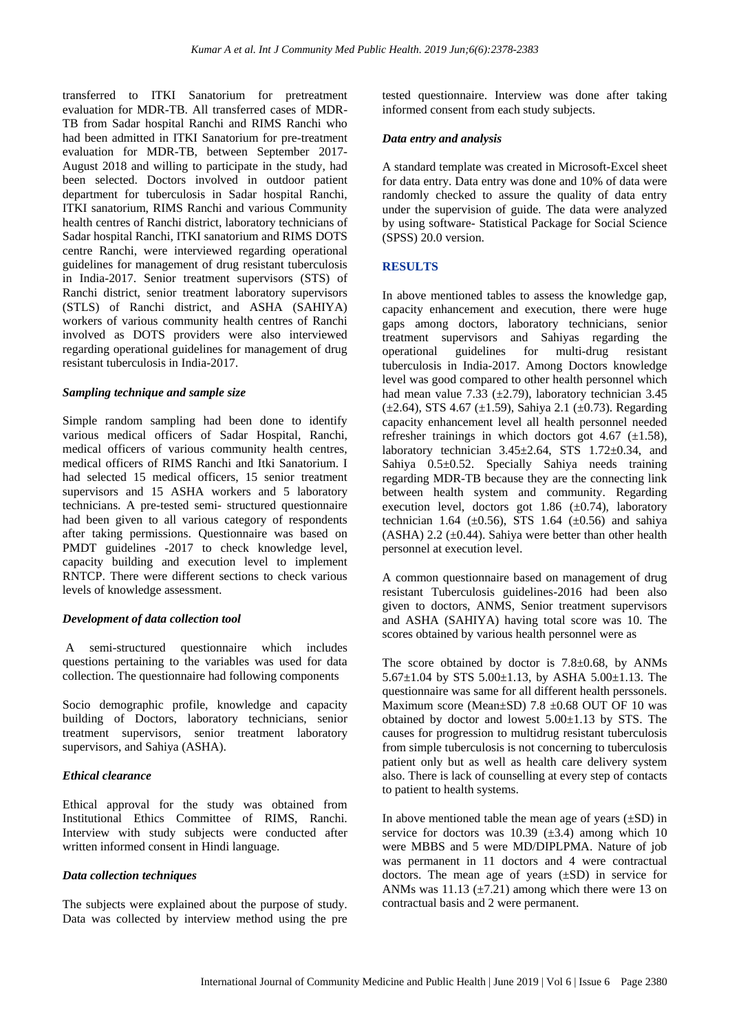transferred to ITKI Sanatorium for pretreatment evaluation for MDR-TB. All transferred cases of MDR-TB from Sadar hospital Ranchi and RIMS Ranchi who had been admitted in ITKI Sanatorium for pre-treatment evaluation for MDR-TB, between September 2017-August 2018 and willing to participate in the study, had been selected. Doctors involved in outdoor patient department for tuberculosis in Sadar hospital Ranchi, ITKI sanatorium, RIMS Ranchi and various Community health centres of Ranchi district, laboratory technicians of Sadar hospital Ranchi, ITKI sanatorium and RIMS DOTS centre Ranchi, were interviewed regarding operational guidelines for management of drug resistant tuberculosis in India-2017. Senior treatment supervisors (STS) of Ranchi district, senior treatment laboratory supervisors (STLS) of Ranchi district, and ASHA (SAHIYA) workers of various community health centres of Ranchi involved as DOTS providers were also interviewed regarding operational guidelines for management of drug resistant tuberculosis in India-2017.

### *Sampling technique and sample size*

Simple random sampling had been done to identify various medical officers of Sadar Hospital, Ranchi, medical officers of various community health centres, medical officers of RIMS Ranchi and Itki Sanatorium. I had selected 15 medical officers, 15 senior treatment supervisors and 15 ASHA workers and 5 laboratory technicians. A pre-tested semi- structured questionnaire had been given to all various category of respondents after taking permissions. Questionnaire was based on PMDT guidelines -2017 to check knowledge level, capacity building and execution level to implement RNTCP. There were different sections to check various levels of knowledge assessment.

### *Development of data collection tool*

A semi-structured questionnaire which includes questions pertaining to the variables was used for data collection. The questionnaire had following components

Socio demographic profile, knowledge and capacity building of Doctors, laboratory technicians, senior treatment supervisors, senior treatment laboratory supervisors, and Sahiya (ASHA).

### *Ethical clearance*

Ethical approval for the study was obtained from Institutional Ethics Committee of RIMS, Ranchi. Interview with study subjects were conducted after written informed consent in Hindi language.

### *Data collection techniques*

The subjects were explained about the purpose of study. Data was collected by interview method using the pre tested questionnaire. Interview was done after taking informed consent from each study subjects.

### *Data entry and analysis*

A standard template was created in Microsoft-Excel sheet for data entry. Data entry was done and 10% of data were randomly checked to assure the quality of data entry under the supervision of guide. The data were analyzed by using software- Statistical Package for Social Science (SPSS) 20.0 version.

## RESULTS

In above mentioned tables to assess the knowledge gap, capacity enhancement and execution, there were huge gaps among doctors, laboratory technicians, senior treatment supervisors and Sahiyas regarding the operational guidelines for multi-drug resistant tuberculosis in India-2017. Among Doctors knowledge level was good compared to other health personnel which had mean value 7.33 (±2.79), laboratory technician 3.45 (±2.64), STS 4.67 (±1.59), Sahiya 2.1 (±0.73). Regarding capacity enhancement level all health personnel needed refresher trainings in which doctors got 4.67 (±1.58), laboratory technician 3.45±2.64, STS 1.72±0.34, and Sahiya 0.5±0.52. Specially Sahiya needs training regarding MDR-TB because they are the connecting link between health system and community. Regarding execution level, doctors got 1.86 (±0.74), laboratory technician 1.64 (±0.56), STS 1.64 (±0.56) and sahiya (ASHA) 2.2 (±0.44). Sahiya were better than other health personnel at execution level.

A common questionnaire based on management of drug resistant Tuberculosis guidelines-2016 had been also given to doctors, ANMS, Senior treatment supervisors and ASHA (SAHIYA) having total score was 10. The scores obtained by various health personnel were as

The score obtained by doctor is 7.8±0.68, by ANMs 5.67±1.04 by STS 5.00±1.13, by ASHA 5.00±1.13. The questionnaire was same for all different health perssonels. Maximum score (Mean±SD) 7.8 ±0.68 OUT OF 10 was obtained by doctor and lowest 5.00±1.13 by STS. The causes for progression to multidrug resistant tuberculosis from simple tuberculosis is not concerning to tuberculosis patient only but as well as health care delivery system also. There is lack of counselling at every step of contacts to patient to health systems.

In above mentioned table the mean age of years (±SD) in service for doctors was 10.39 (±3.4) among which 10 were MBBS and 5 were MD/DIPLPMA. Nature of job was permanent in 11 doctors and 4 were contractual doctors. The mean age of years (±SD) in service for ANMs was 11.13 (±7.21) among which there were 13 on contractual basis and 2 were permanent.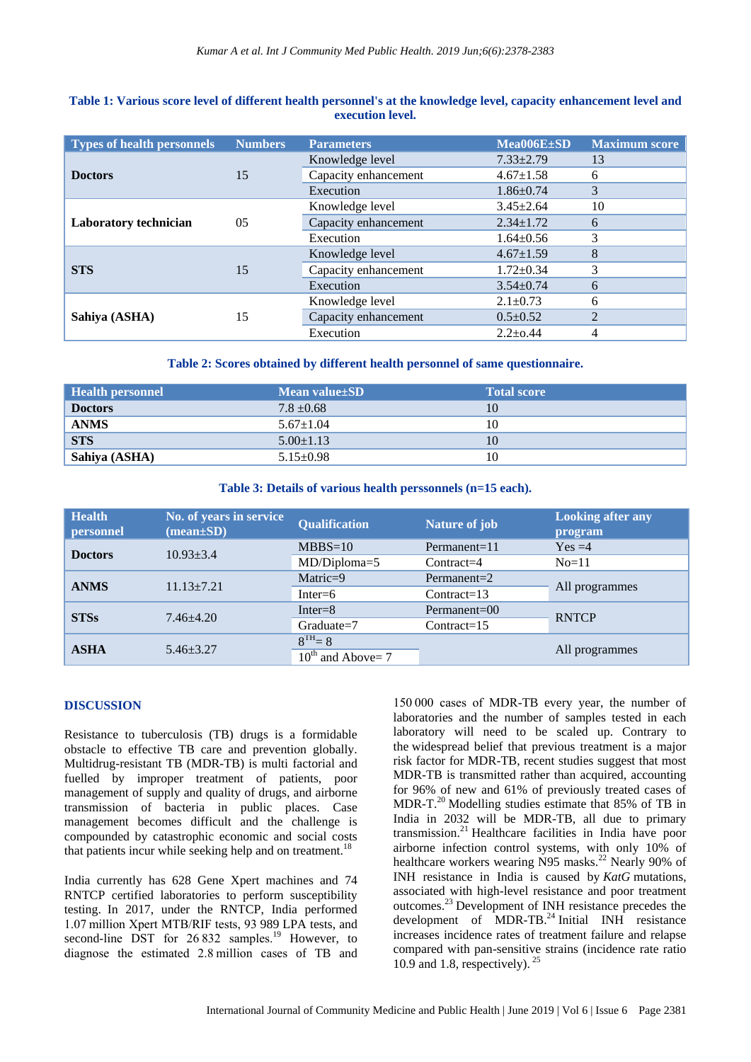**Table 1: Various score level of different health personnel's at the knowledge level, capacity enhancement level and execution level.**

| Types of health personnels | Numbers | Parameters | Mea006E±SD | Maximum score |
|---|---|---|---|---|
| **Doctors** | 15 | Knowledge level | 7.33±2.79 | 13 |
| | | Capacity enhancement | 4.67±1.58 | 6 |
| | | Execution | 1.86±0.74 | 3 |
| **Laboratory technician** | 05 | Knowledge level | 3.45±2.64 | 10 |
| | | Capacity enhancement | 2.34±1.72 | 6 |
| | | Execution | 1.64±0.56 | 3 |
| **STS** | 15 | Knowledge level | 4.67±1.59 | 8 |
| | | Capacity enhancement | 1.72±0.34 | 3 |
| | | Execution | 3.54±0.74 | 6 |
| **Sahiya (ASHA)** | 15 | Knowledge level | 2.1±0.73 | 6 |
| | | Capacity enhancement | 0.5±0.52 | 2 |
| | | Execution | 2.2±o.44 | 4 |

**Table 2: Scores obtained by different health personnel of same questionnaire.**

| Health personnel | Mean value±SD | Total score |
|---|---|---|
| **Doctors** | 7.8 ±0.68 | 10 |
| **ANMS** | 5.67±1.04 | 10 |
| **STS** | 5.00±1.13 | 10 |
| **Sahiya (ASHA)** | 5.15±0.98 | 10 |

**Table 3: Details of various health perssonnels (n=15 each).**

| Health personnel | No. of years in service (mean±SD) | Qualification | Nature of job | Looking after any program |
|---|---|---|---|---|
| **Doctors** | 10.93±3.4 | MBBS=10 | Permanent=11 | Yes =4 |
| | | MD/Diploma=5 | Contract=4 | No=11 |
| **ANMS** | 11.13±7.21 | Matric=9 | Permanent=2 | All programmes |
| | | Inter=6 | Contract=13 | |
| **STSs** | 7.46±4.20 | Inter=8 | Permanent=00 | RNTCP |
| | | Graduate=7 | Contract=15 | |
| **ASHA** | 5.46±3.27 | 8<sup>TH</sup>= 8 | | All programmes |
| | | 10<sup>th</sup> and Above= 7 | | |

## DISCUSSION

Resistance to tuberculosis (TB) drugs is a formidable obstacle to effective TB care and prevention globally. Multidrug-resistant TB (MDR-TB) is multi factorial and fuelled by improper treatment of patients, poor management of supply and quality of drugs, and airborne transmission of bacteria in public places. Case management becomes difficult and the challenge is compounded by catastrophic economic and social costs that patients incur while seeking help and on treatment.[18]

India currently has 628 Gene Xpert machines and 74 RNTCP certified laboratories to perform susceptibility testing. In 2017, under the RNTCP, India performed 1.07 million Xpert MTB/RIF tests, 93 989 LPA tests, and second-line DST for 26 832 samples.[19] However, to diagnose the estimated 2.8 million cases of TB and 150 000 cases of MDR-TB every year, the number of laboratories and the number of samples tested in each laboratory will need to be scaled up. Contrary to the widespread belief that previous treatment is a major risk factor for MDR-TB, recent studies suggest that most MDR-TB is transmitted rather than acquired, accounting for 96% of new and 61% of previously treated cases of MDR-T.[20] Modelling studies estimate that 85% of TB in India in 2032 will be MDR-TB, all due to primary transmission.[21] Healthcare facilities in India have poor airborne infection control systems, with only 10% of healthcare workers wearing N95 masks.[22] Nearly 90% of INH resistance in India is caused by *KatG* mutations, associated with high-level resistance and poor treatment outcomes.[23] Development of INH resistance precedes the development of MDR-TB.[24] Initial INH resistance increases incidence rates of treatment failure and relapse compared with pan-sensitive strains (incidence rate ratio 10.9 and 1.8, respectively).[25]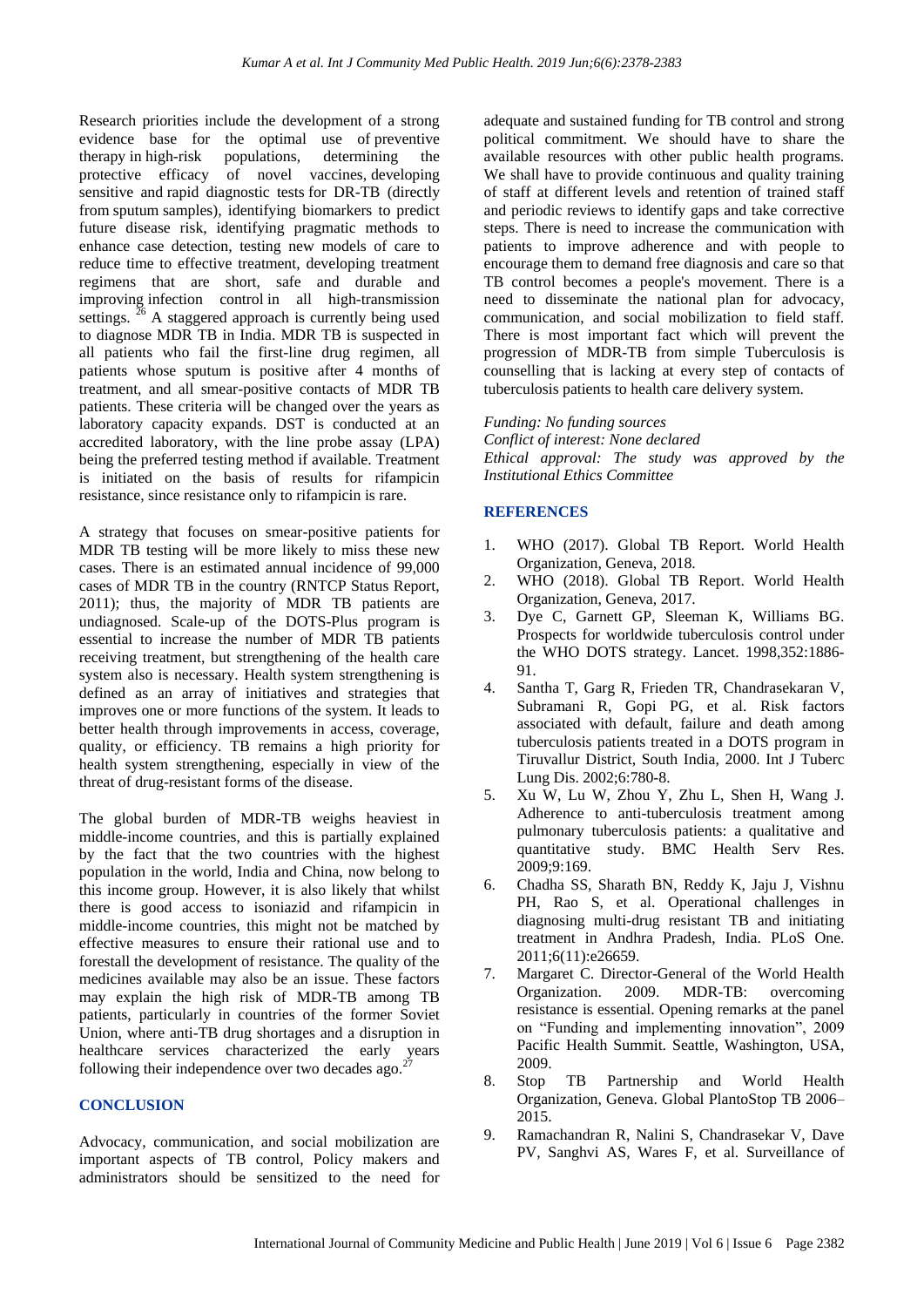Research priorities include the development of a strong evidence base for the optimal use of preventive therapy in high-risk populations, determining the protective efficacy of novel vaccines, developing sensitive and rapid diagnostic tests for DR-TB (directly from sputum samples), identifying biomarkers to predict future disease risk, identifying pragmatic methods to enhance case detection, testing new models of care to reduce time to effective treatment, developing treatment regimens that are short, safe and durable and improving infection control in all high-transmission settings.[26] A staggered approach is currently being used to diagnose MDR TB in India. MDR TB is suspected in all patients who fail the first-line drug regimen, all patients whose sputum is positive after 4 months of treatment, and all smear-positive contacts of MDR TB patients. These criteria will be changed over the years as laboratory capacity expands. DST is conducted at an accredited laboratory, with the line probe assay (LPA) being the preferred testing method if available. Treatment is initiated on the basis of results for rifampicin resistance, since resistance only to rifampicin is rare.

A strategy that focuses on smear-positive patients for MDR TB testing will be more likely to miss these new cases. There is an estimated annual incidence of 99,000 cases of MDR TB in the country (RNTCP Status Report, 2011); thus, the majority of MDR TB patients are undiagnosed. Scale-up of the DOTS-Plus program is essential to increase the number of MDR TB patients receiving treatment, but strengthening of the health care system also is necessary. Health system strengthening is defined as an array of initiatives and strategies that improves one or more functions of the system. It leads to better health through improvements in access, coverage, quality, or efficiency. TB remains a high priority for health system strengthening, especially in view of the threat of drug-resistant forms of the disease.

The global burden of MDR-TB weighs heaviest in middle-income countries, and this is partially explained by the fact that the two countries with the highest population in the world, India and China, now belong to this income group. However, it is also likely that whilst there is good access to isoniazid and rifampicin in middle-income countries, this might not be matched by effective measures to ensure their rational use and to forestall the development of resistance. The quality of the medicines available may also be an issue. These factors may explain the high risk of MDR-TB among TB patients, particularly in countries of the former Soviet Union, where anti-TB drug shortages and a disruption in healthcare services characterized the early years following their independence over two decades ago.[27]

## CONCLUSION

Advocacy, communication, and social mobilization are important aspects of TB control, Policy makers and administrators should be sensitized to the need for adequate and sustained funding for TB control and strong political commitment. We should have to share the available resources with other public health programs. We shall have to provide continuous and quality training of staff at different levels and retention of trained staff and periodic reviews to identify gaps and take corrective steps. There is need to increase the communication with patients to improve adherence and with people to encourage them to demand free diagnosis and care so that TB control becomes a people's movement. There is a need to disseminate the national plan for advocacy, communication, and social mobilization to field staff. There is most important fact which will prevent the progression of MDR-TB from simple Tuberculosis is counselling that is lacking at every step of contacts of tuberculosis patients to health care delivery system.

*Funding: No funding sources*
*Conflict of interest: None declared*
*Ethical approval: The study was approved by the Institutional Ethics Committee*

## REFERENCES

1. WHO (2017). Global TB Report. World Health Organization, Geneva, 2018.
2. WHO (2018). Global TB Report. World Health Organization, Geneva, 2017.
3. Dye C, Garnett GP, Sleeman K, Williams BG. Prospects for worldwide tuberculosis control under the WHO DOTS strategy. Lancet. 1998,352:1886-91.
4. Santha T, Garg R, Frieden TR, Chandrasekaran V, Subramani R, Gopi PG, et al. Risk factors associated with default, failure and death among tuberculosis patients treated in a DOTS program in Tiruvallur District, South India, 2000. Int J Tuberc Lung Dis. 2002;6:780-8.
5. Xu W, Lu W, Zhou Y, Zhu L, Shen H, Wang J. Adherence to anti-tuberculosis treatment among pulmonary tuberculosis patients: a qualitative and quantitative study. BMC Health Serv Res. 2009;9:169.
6. Chadha SS, Sharath BN, Reddy K, Jaju J, Vishnu PH, Rao S, et al. Operational challenges in diagnosing multi-drug resistant TB and initiating treatment in Andhra Pradesh, India. PLoS One. 2011;6(11):e26659.
7. Margaret C. Director-General of the World Health Organization. 2009. MDR-TB: overcoming resistance is essential. Opening remarks at the panel on "Funding and implementing innovation", 2009 Pacific Health Summit. Seattle, Washington, USA, 2009.
8. Stop TB Partnership and World Health Organization, Geneva. Global PlantoStop TB 2006–2015.
9. Ramachandran R, Nalini S, Chandrasekar V, Dave PV, Sanghvi AS, Wares F, et al. Surveillance of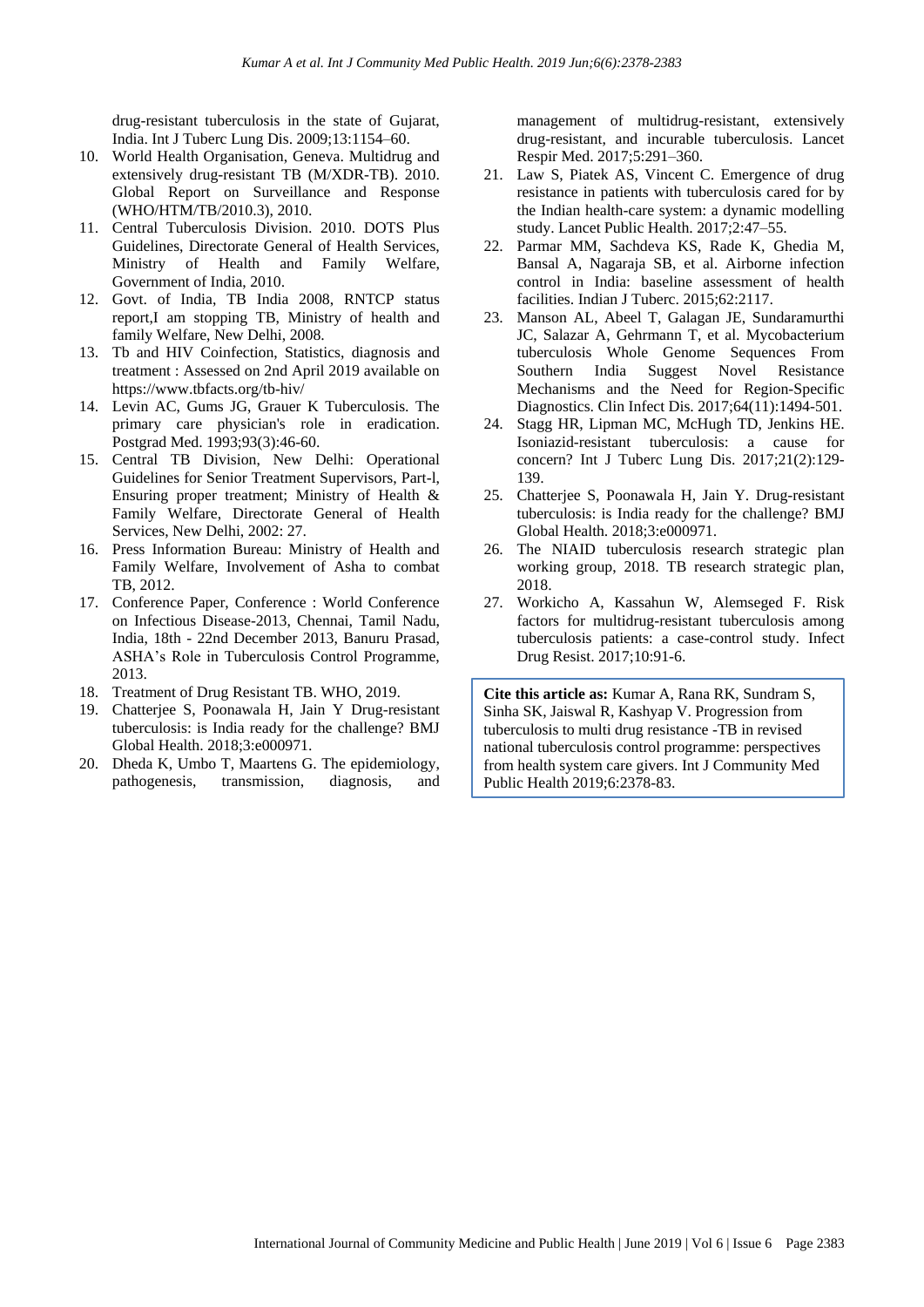drug-resistant tuberculosis in the state of Gujarat, India. Int J Tuberc Lung Dis. 2009;13:1154–60.

10. World Health Organisation, Geneva. Multidrug and extensively drug-resistant TB (M/XDR-TB). 2010. Global Report on Surveillance and Response (WHO/HTM/TB/2010.3), 2010.
11. Central Tuberculosis Division. 2010. DOTS Plus Guidelines, Directorate General of Health Services, Ministry of Health and Family Welfare, Government of India, 2010.
12. Govt. of India, TB India 2008, RNTCP status report,I am stopping TB, Ministry of health and family Welfare, New Delhi, 2008.
13. Tb and HIV Coinfection, Statistics, diagnosis and treatment : Assessed on 2nd April 2019 available on https://www.tbfacts.org/tb-hiv/
14. Levin AC, Gums JG, Grauer K Tuberculosis. The primary care physician's role in eradication. Postgrad Med. 1993;93(3):46-60.
15. Central TB Division, New Delhi: Operational Guidelines for Senior Treatment Supervisors, Part-l, Ensuring proper treatment; Ministry of Health & Family Welfare, Directorate General of Health Services, New Delhi, 2002: 27.
16. Press Information Bureau: Ministry of Health and Family Welfare, Involvement of Asha to combat TB, 2012.
17. Conference Paper, Conference : World Conference on Infectious Disease-2013, Chennai, Tamil Nadu, India, 18th - 22nd December 2013, Banuru Prasad, ASHA's Role in Tuberculosis Control Programme, 2013.
18. Treatment of Drug Resistant TB. WHO, 2019.
19. Chatterjee S, Poonawala H, Jain Y Drug-resistant tuberculosis: is India ready for the challenge? BMJ Global Health. 2018;3:e000971.
20. Dheda K, Umbo T, Maartens G. The epidemiology, pathogenesis, transmission, diagnosis, and management of multidrug-resistant, extensively drug-resistant, and incurable tuberculosis. Lancet Respir Med. 2017;5:291–360.
21. Law S, Piatek AS, Vincent C. Emergence of drug resistance in patients with tuberculosis cared for by the Indian health-care system: a dynamic modelling study. Lancet Public Health. 2017;2:47–55.
22. Parmar MM, Sachdeva KS, Rade K, Ghedia M, Bansal A, Nagaraja SB, et al. Airborne infection control in India: baseline assessment of health facilities. Indian J Tuberc. 2015;62:2117.
23. Manson AL, Abeel T, Galagan JE, Sundaramurthi JC, Salazar A, Gehrmann T, et al. Mycobacterium tuberculosis Whole Genome Sequences From Southern India Suggest Novel Resistance Mechanisms and the Need for Region-Specific Diagnostics. Clin Infect Dis. 2017;64(11):1494-501.
24. Stagg HR, Lipman MC, McHugh TD, Jenkins HE. Isoniazid-resistant tuberculosis: a cause for concern? Int J Tuberc Lung Dis. 2017;21(2):129-139.
25. Chatterjee S, Poonawala H, Jain Y. Drug-resistant tuberculosis: is India ready for the challenge? BMJ Global Health. 2018;3:e000971.
26. The NIAID tuberculosis research strategic plan working group, 2018. TB research strategic plan, 2018.
27. Workicho A, Kassahun W, Alemseged F. Risk factors for multidrug-resistant tuberculosis among tuberculosis patients: a case-control study. Infect Drug Resist. 2017;10:91-6.

**Cite this article as:** Kumar A, Rana RK, Sundram S, Sinha SK, Jaiswal R, Kashyap V. Progression from tuberculosis to multi drug resistance -TB in revised national tuberculosis control programme: perspectives from health system care givers. Int J Community Med Public Health 2019;6:2378-83.